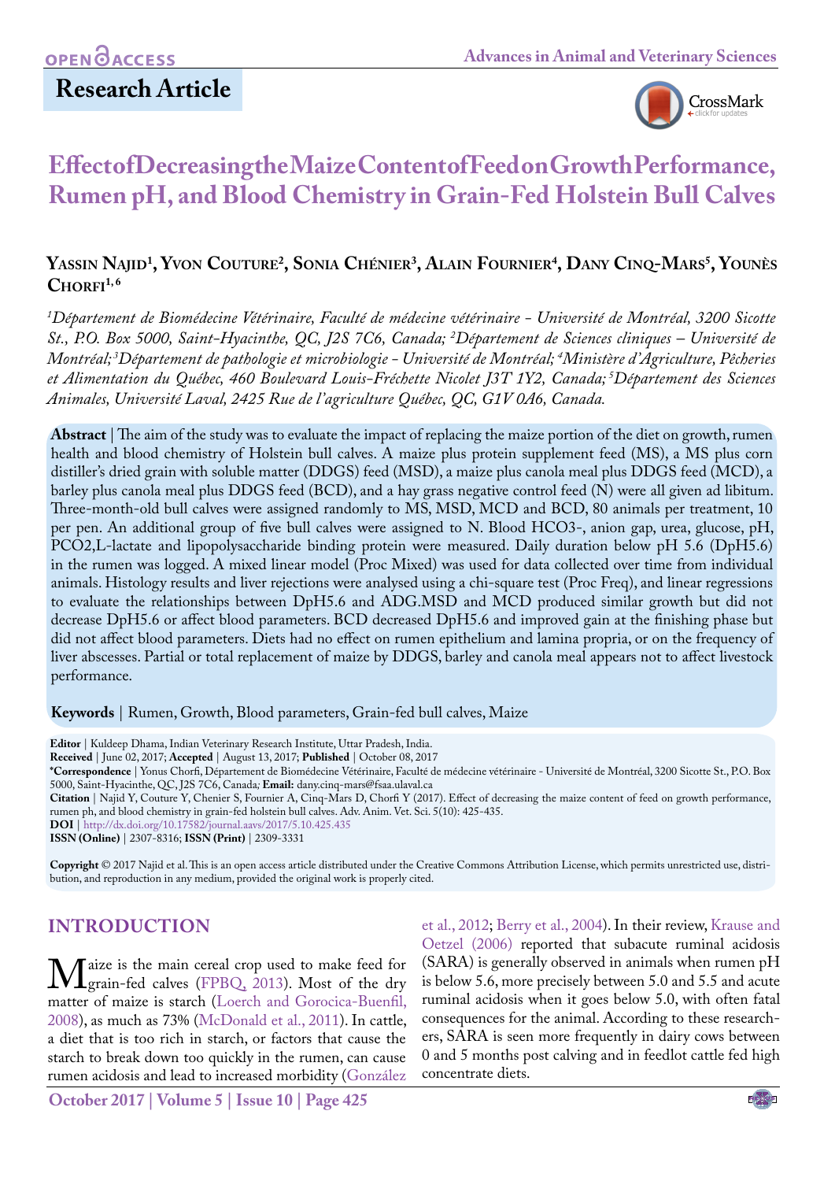OPEN ACCESS

**Research Article**

# Effect of Decreasing the Maize Content of Feed on Growth Performance, Rumen pH, and Blood Chemistry in Grain-Fed Holstein Bull Calves

**Yassin Najid[1], Yvon Couture[2], Sonia Chénier[3], Alain Fournier[4], Dany Cinq-Mars[5], Younès Chorfi[1,6]**

*[1]Département de Biomédecine Vétérinaire, Faculté de médecine vétérinaire - Université de Montréal, 3200 Sicotte St., P.O. Box 5000, Saint-Hyacinthe, QC, J2S 7C6, Canada; [2]Département de Sciences cliniques – Université de Montréal; [3]Département de pathologie et microbiologie - Université de Montréal; [4]Ministère d'Agriculture, Pêcheries et Alimentation du Québec, 460 Boulevard Louis-Fréchette Nicolet J3T 1Y2, Canada; [5]Département des Sciences Animales, Université Laval, 2425 Rue de l'agriculture Québec, QC, G1V 0A6, Canada.*

**Abstract** | The aim of the study was to evaluate the impact of replacing the maize portion of the diet on growth, rumen health and blood chemistry of Holstein bull calves. A maize plus protein supplement feed (MS), a MS plus corn distiller's dried grain with soluble matter (DDGS) feed (MSD), a maize plus canola meal plus DDGS feed (MCD), a barley plus canola meal plus DDGS feed (BCD), and a hay grass negative control feed (N) were all given ad libitum. Three-month-old bull calves were assigned randomly to MS, MSD, MCD and BCD, 80 animals per treatment, 10 per pen. An additional group of five bull calves were assigned to N. Blood $HCO_3^-$, anion gap, urea, glucose, pH, $PCO_2$,L-lactate and lipopolysaccharide binding protein were measured. Daily duration below pH 5.6 (DpH5.6) in the rumen was logged. A mixed linear model (Proc Mixed) was used for data collected over time from individual animals. Histology results and liver rejections were analysed using a chi-square test (Proc Freq), and linear regressions to evaluate the relationships between DpH5.6 and ADG.MSD and MCD produced similar growth but did not decrease DpH5.6 or affect blood parameters. BCD decreased DpH5.6 and improved gain at the finishing phase but did not affect blood parameters. Diets had no effect on rumen epithelium and lamina propria, or on the frequency of liver abscesses. Partial or total replacement of maize by DDGS, barley and canola meal appears not to affect livestock performance.

**Keywords** | Rumen, Growth, Blood parameters, Grain-fed bull calves, Maize

**Editor** | Kuldeep Dhama, Indian Veterinary Research Institute, Uttar Pradesh, India.
**Received** | June 02, 2017; **Accepted** | August 13, 2017; **Published** | October 08, 2017
**\*Correspondence** | Yonus Chorfi, Département de Biomédecine Vétérinaire, Faculté de médecine vétérinaire - Université de Montréal, 3200 Sicotte St., P.O. Box 5000, Saint-Hyacinthe, QC, J2S 7C6, Canada; **Email:** dany.cinq-mars@fsaa.ulaval.ca
**Citation** | Najid Y, Couture Y, Chenier S, Fournier A, Cinq-Mars D, Chorfi Y (2017). Effect of decreasing the maize content of feed on growth performance, rumen ph, and blood chemistry in grain-fed holstein bull calves. Adv. Anim. Vet. Sci. 5(10): 425-435.
**DOI** | http://dx.doi.org/10.17582/journal.aavs/2017/5.10.425.435
**ISSN (Online)** | 2307-8316; **ISSN (Print)** | 2309-3331

**Copyright** © 2017 Najid et al. This is an open access article distributed under the Creative Commons Attribution License, which permits unrestricted use, distribution, and reproduction in any medium, provided the original work is properly cited.

## INTRODUCTION

Maize is the main cereal crop used to make feed for grain-fed calves (FPBQ, 2013). Most of the dry matter of maize is starch (Loerch and Gorocica-Buenfil, 2008), as much as 73% (McDonald et al., 2011). In cattle, a diet that is too rich in starch, or factors that cause the starch to break down too quickly in the rumen, can cause rumen acidosis and lead to increased morbidity (González et al., 2012; Berry et al., 2004). In their review, Krause and Oetzel (2006) reported that subacute ruminal acidosis (SARA) is generally observed in animals when rumen pH is below 5.6, more precisely between 5.0 and 5.5 and acute ruminal acidosis when it goes below 5.0, with often fatal consequences for the animal. According to these researchers, SARA is seen more frequently in dairy cows between 0 and 5 months post calving and in feedlot cattle fed high concentrate diets.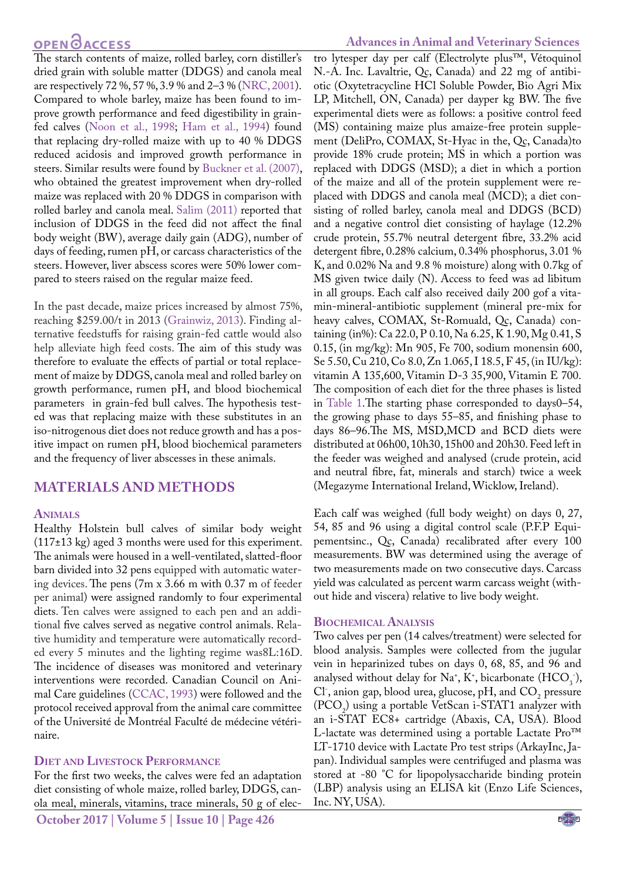The starch contents of maize, rolled barley, corn distiller's dried grain with soluble matter (DDGS) and canola meal are respectively 72 %, 57 %, 3.9 % and 2–3 % (NRC, 2001). Compared to whole barley, maize has been found to improve growth performance and feed digestibility in grain-fed calves (Noon et al., 1998; Ham et al., 1994) found that replacing dry-rolled maize with up to 40 % DDGS reduced acidosis and improved growth performance in steers. Similar results were found by Buckner et al. (2007), who obtained the greatest improvement when dry-rolled maize was replaced with 20 % DDGS in comparison with rolled barley and canola meal. Salim (2011) reported that inclusion of DDGS in the feed did not affect the final body weight (BW), average daily gain (ADG), number of days of feeding, rumen pH, or carcass characteristics of the steers. However, liver abscess scores were 50% lower compared to steers raised on the regular maize feed.

In the past decade, maize prices increased by almost 75%, reaching $259.00/t in 2013 (Grainwiz, 2013). Finding alternative feedstuffs for raising grain-fed cattle would also help alleviate high feed costs. The aim of this study was therefore to evaluate the effects of partial or total replacement of maize by DDGS, canola meal and rolled barley on growth performance, rumen pH, and blood biochemical parameters in grain-fed bull calves. The hypothesis tested was that replacing maize with these substitutes in an iso-nitrogenous diet does not reduce growth and has a positive impact on rumen pH, blood biochemical parameters and the frequency of liver abscesses in these animals.

## MATERIALS AND METHODS

### Animals

Healthy Holstein bull calves of similar body weight (117±13 kg) aged 3 months were used for this experiment. The animals were housed in a well-ventilated, slatted-floor barn divided into 32 pens equipped with automatic watering devices. The pens (7m x 3.66 m with 0.37 m of feeder per animal) were assigned randomly to four experimental diets. Ten calves were assigned to each pen and an additional five calves served as negative control animals. Relative humidity and temperature were automatically recorded every 5 minutes and the lighting regime was8L:16D. The incidence of diseases was monitored and veterinary interventions were recorded. Canadian Council on Animal Care guidelines (CCAC, 1993) were followed and the protocol received approval from the animal care committee of the Université de Montréal Faculté de médecine vétérinaire.

### Diet and Livestock Performance

For the first two weeks, the calves were fed an adaptation diet consisting of whole maize, rolled barley, DDGS, canola meal, minerals, vitamins, trace minerals, 50 g of electro lytesper day per calf (Electrolyte plus™, Vétoquinol N.-A. Inc. Lavaltrie, Qc, Canada) and 22 mg of antibiotic (Oxytetracycline HCl Soluble Powder, Bio Agri Mix LP, Mitchell, ON, Canada) per dayper kg BW. The five experimental diets were as follows: a positive control feed (MS) containing maize plus amaize-free protein supplement (DeliPro, COMAX, St-Hyac in the, Qc, Canada)to provide 18% crude protein; MS in which a portion was replaced with DDGS (MSD); a diet in which a portion of the maize and all of the protein supplement were replaced with DDGS and canola meal (MCD); a diet consisting of rolled barley, canola meal and DDGS (BCD) and a negative control diet consisting of haylage (12.2% crude protein, 55.7% neutral detergent fibre, 33.2% acid detergent fibre, 0.28% calcium, 0.34% phosphorus, 3.01 % K, and 0.02% Na and 9.8 % moisture) along with 0.7kg of MS given twice daily (N). Access to feed was ad libitum in all groups. Each calf also received daily 200 gof a vitamin-mineral-antibiotic supplement (mineral pre-mix for heavy calves, COMAX, St-Romuald, Qc, Canada) containing (in%): Ca 22.0, P 0.10, Na 6.25, K 1.90, Mg 0.41, S 0.15, (in mg/kg): Mn 905, Fe 700, sodium monensin 600, Se 5.50, Cu 210, Co 8.0, Zn 1.065, I 18.5, F 45, (in IU/kg): vitamin A 135,600, Vitamin D-3 35,900, Vitamin E 700. The composition of each diet for the three phases is listed in Table 1.The starting phase corresponded to days0–54, the growing phase to days 55–85, and finishing phase to days 86–96.The MS, MSD,MCD and BCD diets were distributed at 06h00, 10h30, 15h00 and 20h30. Feed left in the feeder was weighed and analysed (crude protein, acid and neutral fibre, fat, minerals and starch) twice a week (Megazyme International Ireland, Wicklow, Ireland).

Each calf was weighed (full body weight) on days 0, 27, 54, 85 and 96 using a digital control scale (P.F.P Equipementsinc., Qc, Canada) recalibrated after every 100 measurements. BW was determined using the average of two measurements made on two consecutive days. Carcass yield was calculated as percent warm carcass weight (without hide and viscera) relative to live body weight.

### Biochemical Analysis

Two calves per pen (14 calves/treatment) were selected for blood analysis. Samples were collected from the jugular vein in heparinized tubes on days 0, 68, 85, and 96 and analysed without delay for $Na^+$, $K^+$, bicarbonate ($HCO_3^-$), $Cl^-$, anion gap, blood urea, glucose, pH, and $CO_2$ pressure ($PCO_2$) using a portable VetScan i-STAT1 analyzer with an i-STAT EC8+ cartridge (Abaxis, CA, USA). Blood L-lactate was determined using a portable Lactate Pro™ LT-1710 device with Lactate Pro test strips (ArkayInc, Japan). Individual samples were centrifuged and plasma was stored at -80 °C for lipopolysaccharide binding protein (LBP) analysis using an ELISA kit (Enzo Life Sciences, Inc. NY, USA).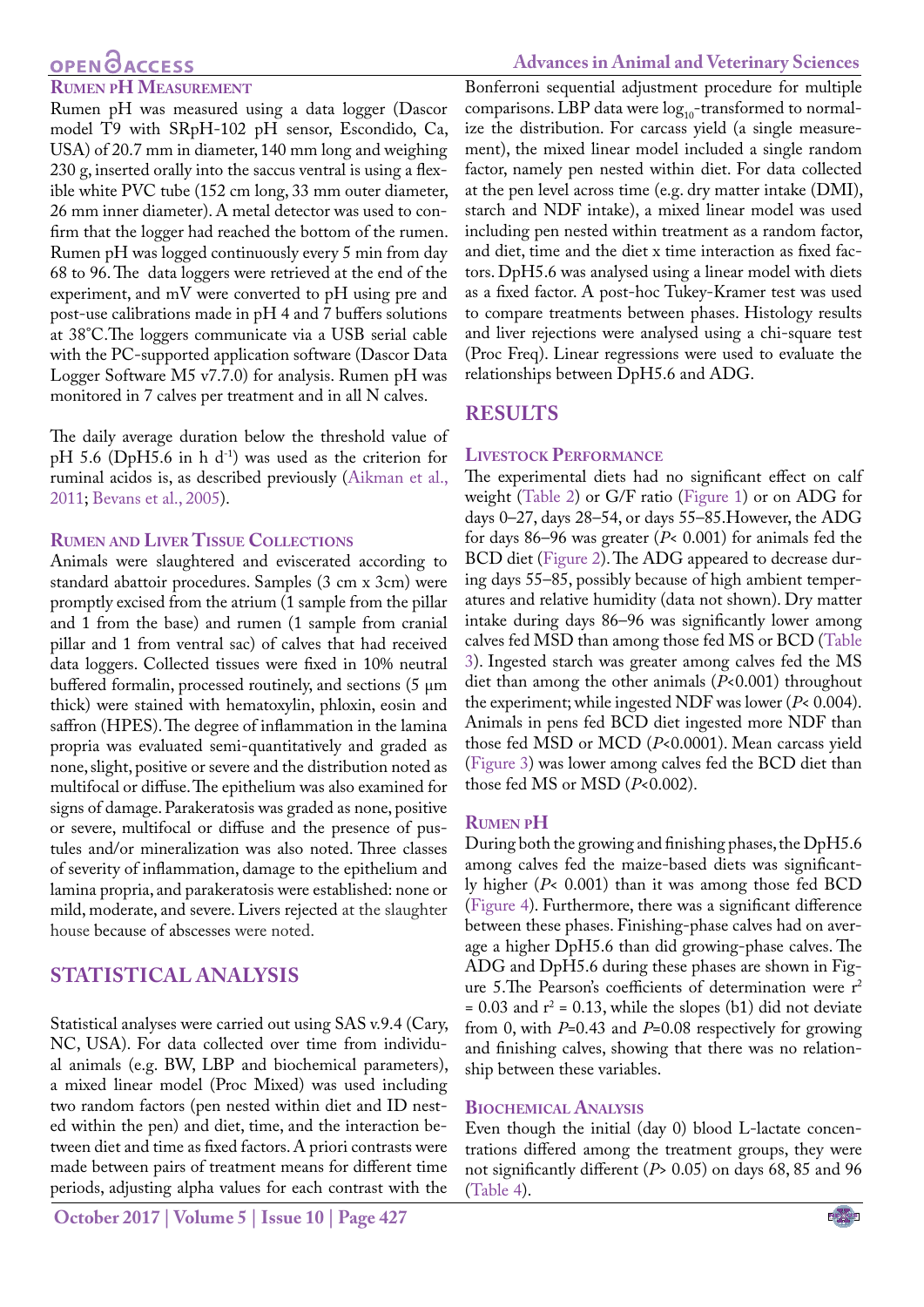### Rumen pH Measurement

Rumen pH was measured using a data logger (Dascor model T9 with SRpH-102 pH sensor, Escondido, Ca, USA) of 20.7 mm in diameter, 140 mm long and weighing 230 g, inserted orally into the saccus ventral is using a flexible white PVC tube (152 cm long, 33 mm outer diameter, 26 mm inner diameter). A metal detector was used to confirm that the logger had reached the bottom of the rumen. Rumen pH was logged continuously every 5 min from day 68 to 96. The data loggers were retrieved at the end of the experiment, and mV were converted to pH using pre and post-use calibrations made in pH 4 and 7 buffers solutions at 38°C. The loggers communicate via a USB serial cable with the PC-supported application software (Dascor Data Logger Software M5 v7.7.0) for analysis. Rumen pH was monitored in 7 calves per treatment and in all N calves.

The daily average duration below the threshold value of pH 5.6 (DpH5.6 in h $d^{-1}$) was used as the criterion for ruminal acidos is, as described previously (Aikman et al., 2011; Bevans et al., 2005).

### Rumen and Liver Tissue Collections

Animals were slaughtered and eviscerated according to standard abattoir procedures. Samples (3 cm x 3cm) were promptly excised from the atrium (1 sample from the pillar and 1 from the base) and rumen (1 sample from cranial pillar and 1 from ventral sac) of calves that had received data loggers. Collected tissues were fixed in 10% neutral buffered formalin, processed routinely, and sections (5 µm thick) were stained with hematoxylin, phloxin, eosin and saffron (HPES). The degree of inflammation in the lamina propria was evaluated semi-quantitatively and graded as none, slight, positive or severe and the distribution noted as multifocal or diffuse. The epithelium was also examined for signs of damage. Parakeratosis was graded as none, positive or severe, multifocal or diffuse and the presence of pustules and/or mineralization was also noted. Three classes of severity of inflammation, damage to the epithelium and lamina propria, and parakeratosis were established: none or mild, moderate, and severe. Livers rejected at the slaughter house because of abscesses were noted.

## STATISTICAL ANALYSIS

Statistical analyses were carried out using SAS v.9.4 (Cary, NC, USA). For data collected over time from individual animals (e.g. BW, LBP and biochemical parameters), a mixed linear model (Proc Mixed) was used including two random factors (pen nested within diet and ID nested within the pen) and diet, time, and the interaction between diet and time as fixed factors. A priori contrasts were made between pairs of treatment means for different time periods, adjusting alpha values for each contrast with the Bonferroni sequential adjustment procedure for multiple comparisons. LBP data were $\log_{10}$-transformed to normalize the distribution. For carcass yield (a single measurement), the mixed linear model included a single random factor, namely pen nested within diet. For data collected at the pen level across time (e.g. dry matter intake (DMI), starch and NDF intake), a mixed linear model was used including pen nested within treatment as a random factor, and diet, time and the diet x time interaction as fixed factors. DpH5.6 was analysed using a linear model with diets as a fixed factor. A post-hoc Tukey-Kramer test was used to compare treatments between phases. Histology results and liver rejections were analysed using a chi-square test (Proc Freq). Linear regressions were used to evaluate the relationships between DpH5.6 and ADG.

## RESULTS

### Livestock Performance

The experimental diets had no significant effect on calf weight (Table 2) or G/F ratio (Figure 1) or on ADG for days 0–27, days 28–54, or days 55–85. However, the ADG for days 86–96 was greater ($P < 0.001$) for animals fed the BCD diet (Figure 2). The ADG appeared to decrease during days 55–85, possibly because of high ambient temperatures and relative humidity (data not shown). Dry matter intake during days 86–96 was significantly lower among calves fed MSD than among those fed MS or BCD (Table 3). Ingested starch was greater among calves fed the MS diet than among the other animals ($P<0.001$) throughout the experiment; while ingested NDF was lower ($P < 0.004$). Animals in pens fed BCD diet ingested more NDF than those fed MSD or MCD ($P<0.0001$). Mean carcass yield (Figure 3) was lower among calves fed the BCD diet than those fed MS or MSD ($P<0.002$).

### Rumen pH

During both the growing and finishing phases, the DpH5.6 among calves fed the maize-based diets was significantly higher ($P < 0.001$) than it was among those fed BCD (Figure 4). Furthermore, there was a significant difference between these phases. Finishing-phase calves had on average a higher DpH5.6 than did growing-phase calves. The ADG and DpH5.6 during these phases are shown in Figure 5. The Pearson's coefficients of determination were $r^2 = 0.03$ and $r^2 = 0.13$, while the slopes (b1) did not deviate from 0, with $P=0.43$ and $P=0.08$ respectively for growing and finishing calves, showing that there was no relationship between these variables.

### Biochemical Analysis

Even though the initial (day 0) blood L-lactate concentrations differed among the treatment groups, they were not significantly different ($P > 0.05$) on days 68, 85 and 96 (Table 4).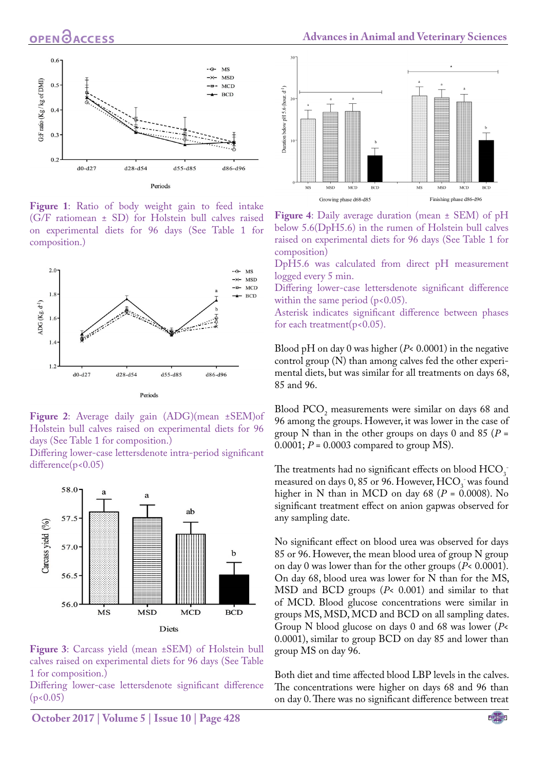**Figure 1**: Ratio of body weight gain to feed intake (G:F ratiomean ± SD) for Holstein bull calves raised on experimental diets for 96 days (See Table 1 for composition.)

**Figure 2**: Average daily gain (ADG)(mean ±SEM)of Holstein bull calves raised on experimental diets for 96 days (See Table 1 for composition.)
Differing lower-case lettersdenote intra-period significant difference(p<0.05)

**Figure 3**: Carcass yield (mean ±SEM) of Holstein bull calves raised on experimental diets for 96 days (See Table 1 for composition.)
Differing lower-case lettersdenote significant difference (p<0.05)

**Figure 4**: Daily average duration (mean ± SEM) of pH below 5.6(DpH5.6) in the rumen of Holstein bull calves raised on experimental diets for 96 days (See Table 1 for composition)
DpH5.6 was calculated from direct pH measurement logged every 5 min.
Differing lower-case lettersdenote significant difference within the same period (p<0.05).
Asterisk indicates significant difference between phases for each treatment(p<0.05).

Blood pH on day 0 was higher ($P< 0.0001$) in the negative control group (N) than among calves fed the other experimental diets, but was similar for all treatments on days 68, 85 and 96.

Blood $PCO_2$ measurements were similar on days 68 and 96 among the groups. However, it was lower in the case of group N than in the other groups on days 0 and 85 ($P = 0.0001$; $P = 0.0003$ compared to group MS).

The treatments had no significant effects on blood $HCO_3^-$ measured on days 0, 85 or 96. However, $HCO_3^-$ was found higher in N than in MCD on day 68 ($P = 0.0008$). No significant treatment effect on anion gapwas observed for any sampling date.

No significant effect on blood urea was observed for days 85 or 96. However, the mean blood urea of group N group on day 0 was lower than for the other groups ($P< 0.0001$). On day 68, blood urea was lower for N than for the MS, MSD and BCD groups ($P< 0.001$) and similar to that of MCD. Blood glucose concentrations were similar in groups MS, MSD, MCD and BCD on all sampling dates. Group N blood glucose on days 0 and 68 was lower ($P< 0.0001$), similar to group BCD on day 85 and lower than group MS on day 96.

Both diet and time affected blood LBP levels in the calves. The concentrations were higher on days 68 and 96 than on day 0. There was no significant difference between treat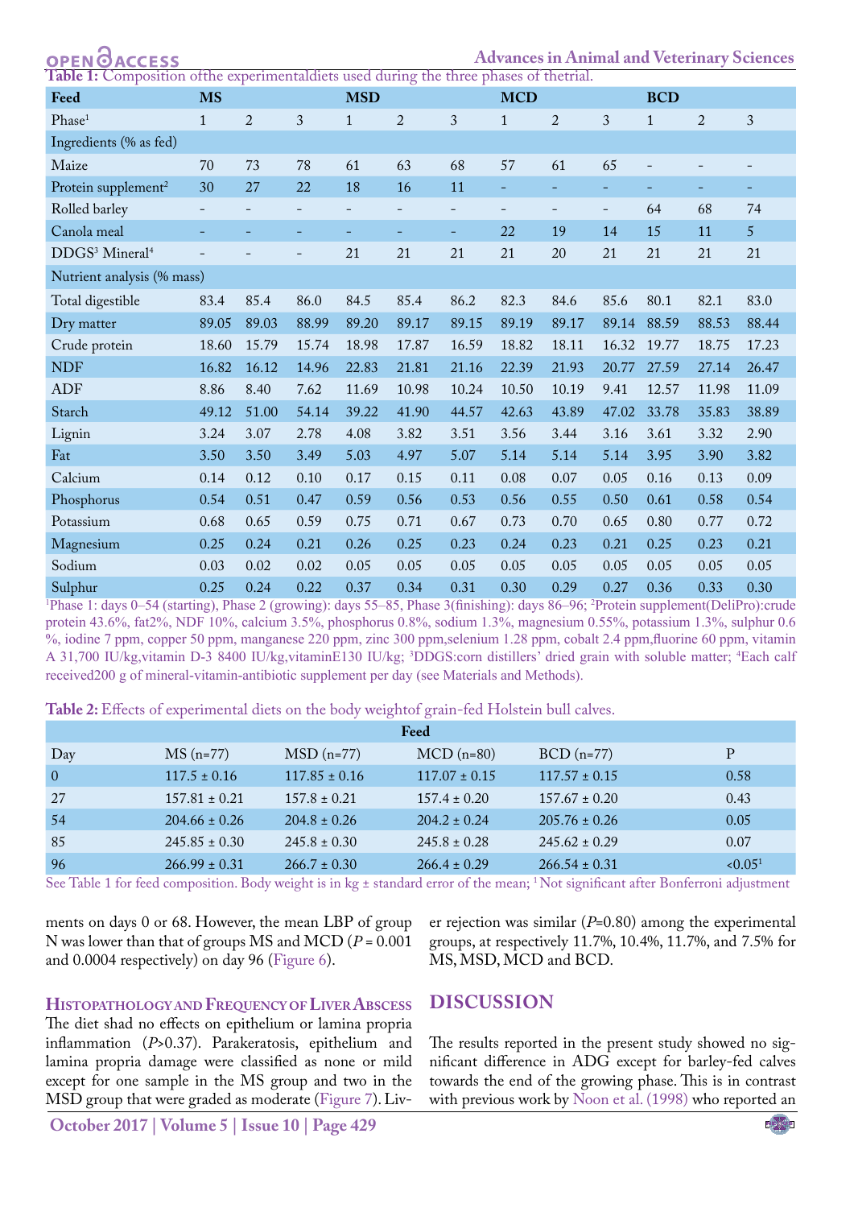**Table 1:** Composition ofthe experimentaldiets used during the three phases of thetrial.

| Feed | MS | | | MSD | | | MCD | | | BCD | | |
|---|---|---|---|---|---|---|---|---|---|---|---|---|
| Phase[1] | 1 | 2 | 3 | 1 | 2 | 3 | 1 | 2 | 3 | 1 | 2 | 3 |
| Ingredients (% as fed) | | | | | | | | | | | | |
| Maize | 70 | 73 | 78 | 61 | 63 | 68 | 57 | 61 | 65 | - | - | - |
| Protein supplement[2] | 30 | 27 | 22 | 18 | 16 | 11 | - | - | - | - | - | - |
| Rolled barley | - | - | - | - | - | - | - | - | - | 64 | 68 | 74 |
| Canola meal | - | - | - | - | - | - | 22 | 19 | 14 | 15 | 11 | 5 |
| DDGS[3] Mineral[4] | - | - | - | 21 | 21 | 21 | 21 | 20 | 21 | 21 | 21 | 21 |
| Nutrient analysis (% mass) | | | | | | | | | | | | |
| Total digestible | 83.4 | 85.4 | 86.0 | 84.5 | 85.4 | 86.2 | 82.3 | 84.6 | 85.6 | 80.1 | 82.1 | 83.0 |
| Dry matter | 89.05 | 89.03 | 88.99 | 89.20 | 89.17 | 89.15 | 89.19 | 89.17 | 89.14 | 88.59 | 88.53 | 88.44 |
| Crude protein | 18.60 | 15.79 | 15.74 | 18.98 | 17.87 | 16.59 | 18.82 | 18.11 | 16.32 | 19.77 | 18.75 | 17.23 |
| NDF | 16.82 | 16.12 | 14.96 | 22.83 | 21.81 | 21.16 | 22.39 | 21.93 | 20.77 | 27.59 | 27.14 | 26.47 |
| ADF | 8.86 | 8.40 | 7.62 | 11.69 | 10.98 | 10.24 | 10.50 | 10.19 | 9.41 | 12.57 | 11.98 | 11.09 |
| Starch | 49.12 | 51.00 | 54.14 | 39.22 | 41.90 | 44.57 | 42.63 | 43.89 | 47.02 | 33.78 | 35.83 | 38.89 |
| Lignin | 3.24 | 3.07 | 2.78 | 4.08 | 3.82 | 3.51 | 3.56 | 3.44 | 3.16 | 3.61 | 3.32 | 2.90 |
| Fat | 3.50 | 3.50 | 3.49 | 5.03 | 4.97 | 5.07 | 5.14 | 5.14 | 5.14 | 3.95 | 3.90 | 3.82 |
| Calcium | 0.14 | 0.12 | 0.10 | 0.17 | 0.15 | 0.11 | 0.08 | 0.07 | 0.05 | 0.16 | 0.13 | 0.09 |
| Phosphorus | 0.54 | 0.51 | 0.47 | 0.59 | 0.56 | 0.53 | 0.56 | 0.55 | 0.50 | 0.61 | 0.58 | 0.54 |
| Potassium | 0.68 | 0.65 | 0.59 | 0.75 | 0.71 | 0.67 | 0.73 | 0.70 | 0.65 | 0.80 | 0.77 | 0.72 |
| Magnesium | 0.25 | 0.24 | 0.21 | 0.26 | 0.25 | 0.23 | 0.24 | 0.23 | 0.21 | 0.25 | 0.23 | 0.21 |
| Sodium | 0.03 | 0.02 | 0.02 | 0.05 | 0.05 | 0.05 | 0.05 | 0.05 | 0.05 | 0.05 | 0.05 | 0.05 |
| Sulphur | 0.25 | 0.24 | 0.22 | 0.37 | 0.34 | 0.31 | 0.30 | 0.29 | 0.27 | 0.36 | 0.33 | 0.30 |

[1]Phase 1: days 0–54 (starting), Phase 2 (growing): days 55–85, Phase 3(finishing): days 86–96; [2]Protein supplement(DeliPro):crude protein 43.6%, fat2%, NDF 10%, calcium 3.5%, phosphorus 0.8%, sodium 1.3%, magnesium 0.55%, potassium 1.3%, sulphur 0.6 %, iodine 7 ppm, copper 50 ppm, manganese 220 ppm, zinc 300 ppm,selenium 1.28 ppm, cobalt 2.4 ppm,fluorine 60 ppm, vitamin A 31,700 IU/kg,vitamin D-3 8400 IU/kg,vitaminE130 IU/kg; [3]DDGS:corn distillers' dried grain with soluble matter; [4]Each calf received200 g of mineral-vitamin-antibiotic supplement per day (see Materials and Methods).

**Table 2:** Effects of experimental diets on the body weightof grain-fed Holstein bull calves.

| | Feed | | | | |
|---|---|---|---|---|---|
| Day | MS (n=77) | MSD (n=77) | MCD (n=80) | BCD (n=77) | P |
| 0 | 117.5 ± 0.16 | 117.85 ± 0.16 | 117.07 ± 0.15 | 117.57 ± 0.15 | 0.58 |
| 27 | 157.81 ± 0.21 | 157.8 ± 0.21 | 157.4 ± 0.20 | 157.67 ± 0.20 | 0.43 |
| 54 | 204.66 ± 0.26 | 204.8 ± 0.26 | 204.2 ± 0.24 | 205.76 ± 0.26 | 0.05 |
| 85 | 245.85 ± 0.30 | 245.8 ± 0.30 | 245.8 ± 0.28 | 245.62 ± 0.29 | 0.07 |
| 96 | 266.99 ± 0.31 | 266.7 ± 0.30 | 266.4 ± 0.29 | 266.54 ± 0.31 | <0.05[1] |

See Table 1 for feed composition. Body weight is in kg ± standard error of the mean; [1] Not significant after Bonferroni adjustment

ments on days 0 or 68. However, the mean LBP of group N was lower than that of groups MS and MCD ($P$ = 0.001 and 0.0004 respectively) on day 96 (Figure 6).

### Histopathology and Frequency of Liver Abscess

The diet shad no effects on epithelium or lamina propria inflammation ($P$>0.37). Parakeratosis, epithelium and lamina propria damage were classified as none or mild except for one sample in the MS group and two in the MSD group that were graded as moderate (Figure 7). Liver rejection was similar ($P$=0.80) among the experimental groups, at respectively 11.7%, 10.4%, 11.7%, and 7.5% for MS, MSD, MCD and BCD.

## DISCUSSION

The results reported in the present study showed no significant difference in ADG except for barley-fed calves towards the end of the growing phase. This is in contrast with previous work by Noon et al. (1998) who reported an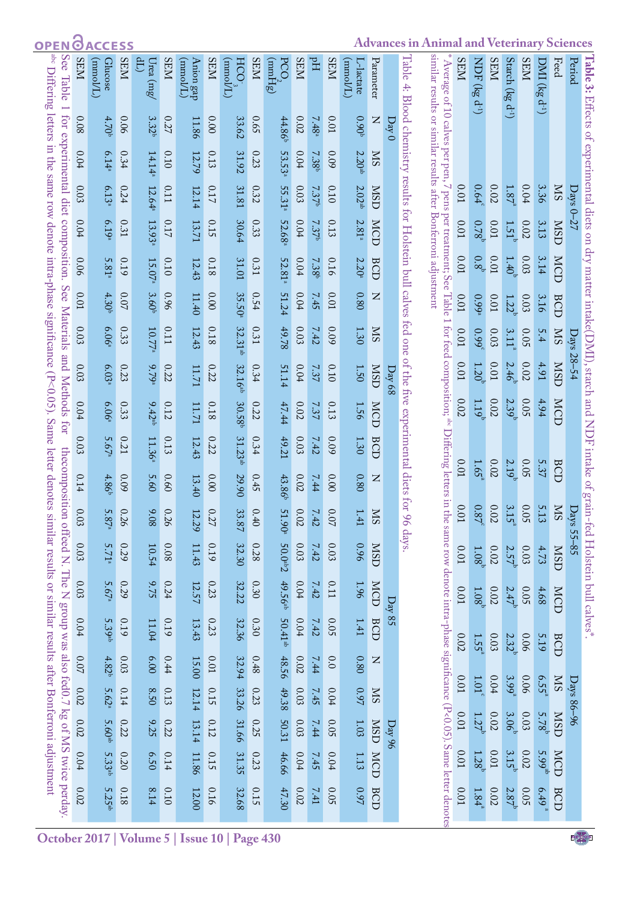**Table 3:** Effects of experimental diets on dry matter intake(DMI), starch and NDF intake of grain-fed Holstein bull calves*.

| Period | Days 0–27 | | | | Days 28–54 | | | | Days 55–85 | | | | Days 86–96 | | | |
|---|---|---|---|---|---|---|---|---|---|---|---|---|---|---|---|---|
| Feed | MS | MSD | MCD | BCD | MS | MSD | MCD | BCD | MS | MSD | MCD | BCD | MS | MSD | MCD | BCD |
| DMI (kg d-1) | 3.36 | 3.13 | 3.14 | 3.16 | 5.4 | 4.91 | 4.94 | 5.37 | 5.13 | 4.73 | 4.68 | 5.19 | 6.55[a] | 5.78[b] | 5.99[ab] | 6.49[a] |
| SEM | 0.04 | 0.02 | 0.03 | 0.03 | 0.05 | 0.02 | 0.05 | 0.05 | 0.05 | 0.03 | 0.05 | 0.06 | 0.06 | 0.03 | 0.02 | 0.05 |
| Starch (kg d-1) | 1.87[a] | 1.51[b] | 1.40[b] | 1.22[b] | 3.11[a] | 2.46[b] | 2.39[b] | 2.19[b] | 3.15[a] | 2.57[b] | 2.47[b] | 2.32[b] | 3.99[a] | 3.06[b] | 3.15[b] | 2.87[b] |
| SEM | 0.02 | 0.01 | 0.01 | 0.01 | 0.03 | 0.01 | 0.02 | 0.02 | 0.02 | 0.02 | 0.02 | 0.03 | 0.04 | 0.02 | 0.01 | 0.02 |
| NDF (kg d-1) | 0.64[c] | 0.78[b] | 0.8[b] | 0.99[a] | 0.99[c] | 1.20[b] | 1.19[b] | 1.65[a] | 0.87[c] | 1.08[b] | 1.08[b] | 1.55[a] | 1.01[c] | 1.27[b] | 1.28[b] | 1.84[a] |
| SEM | 0.01 | 0.01 | 0.01 | 0.01 | 0.01 | 0.01 | 0.02 | 0.01 | 0.01 | 0.01 | 0.01 | 0.02 | 0.01 | 0.01 | 0.01 | 0.01 |

* Average of 10 calves per pen, 7 pens per treatment; See Table 1 for feed composition; [abc] Differing letters in the same row denote intra-phase significance (P<0.05). Same letter denotes similar results or similar results after Bonferroni adjustment

Table 4: Blood chemistry results for Holstein bull calves fed one of the five experimental diets for 96 days.

| Parameter | Day 0 | | | | | Day 68 | | | | | Day 85 | | | | | Day 96 | | | | |
|---|---|---|---|---|---|---|---|---|---|---|---|---|---|---|---|---|---|---|---|---|
| | N | MS | MSD | MCD | BCD | N | MS | MSD | MCD | BCD | N | MS | MSD | MCD | BCD | N | MS | MSD | MCD | BCD |
| L-lactate (mmol/L) | 0.90[b] | 2.20[ab] | 2.02[ab] | 2.81[a] | 2.20[a] | 0.80 | 1.30 | 1.50 | 1.56 | 1.30 | 0.80 | 1.41 | 0.96 | 1.96 | 1.41 | 0.80 | 0.97 | 1.03 | 1.13 | 0.97 |
| SEM | 0.01 | 0.09 | 0.10 | 0.13 | 0.16 | 0.01 | 0.09 | 0.10 | 0.13 | 0.09 | 0.00 | 0.07 | 0.03 | 0.11 | 0.05 | 0.0 | 0.04 | 0.05 | 0.04 | 0.05 |
| pH | 7.48[a] | 7.38[b] | 7.37[b] | 7.37[b] | 7.38[b] | 7.45 | 7.42 | 7.37 | 7.37 | 7.42 | 7.44 | 7.42 | 7.42 | 7.42 | 7.42 | 7.44 | 7.45 | 7.44 | 7.45 | 7.41 |
| SEM | 0.02 | 0.04 | 0.03 | 0.04 | 0.04 | 0.04 | 0.03 | 0.04 | 0.02 | 0.03 | 0.02 | 0.02 | 0.03 | 0.04 | 0.04 | 0.02 | 0.03 | 0.03 | 0.04 | 0.02 |
| $PCO_2$ (mmHg) | 44.86[b] | 53.53[a] | 55.31[a] | 52.68[a] | 52.81[a] | 51.24 | 49.78 | 51.14 | 47.44 | 49.21 | 43.86[b] | 51.90[a] | 50.0[ab]2 | 49.56[ab] | 50.41[ab] | 48.56 | 49.38 | 50.31 | 46.66 | 47.30 |
| SEM | 0.65 | 0.23 | 0.32 | 0.33 | 0.31 | 0.54 | 0.31 | 0.34 | 0.22 | 0.34 | 0.45 | 0.40 | 0.28 | 0.30 | 0.30 | 0.48 | 0.23 | 0.25 | 0.23 | 0.15 |
| $HCO_3^-$ (mmol/L) | 33.62 | 31.92 | 31.81 | 30.64 | 31.01 | 35.50[a] | 32.31[ab] | 32.16[ab] | 30.58[b] | 31.23[ab] | 29.90 | 33.87 | 32.30 | 32.22 | 32.36 | 32.94 | 33.26 | 31.66 | 31.35 | 32.68 |
| SEM | 0.00 | 0.13 | 0.17 | 0.15 | 0.18 | 0.00 | 0.18 | 0.22 | 0.18 | 0.22 | 0.00 | 0.27 | 0.19 | 0.23 | 0.23 | 0.01 | 0.15 | 0.12 | 0.15 | 0.16 |
| Anion gap (mmol/L) | 11.86 | 12.79 | 12.14 | 13.71 | 12.43 | 11.40 | 12.43 | 11.71 | 11.71 | 12.43 | 13.40 | 12.29 | 11.43 | 12.57 | 13.43 | 15.00 | 12.14 | 13.14 | 11.86 | 12.00 |
| SEM | 0.27 | 0.10 | 0.11 | 0.17 | 0.10 | 0.96 | 0.11 | 0.22 | 0.12 | 0.13 | 0.60 | 0.26 | 0.08 | 0.24 | 0.19 | 0.44 | 0.13 | 0.22 | 0.14 | 0.10 |
| Urea (mg/dL) | 3.32[b] | 14.14[a] | 12.64[a] | 13.93[a] | 15.07[a] | 3.60[b] | 10.77[a] | 9.79[a] | 9.42[ab] | 11.36[a] | 5.60 | 9.08 | 10.54 | 9.75 | 11.04 | 6.00 | 8.50 | 9.25 | 6.50 | 8.14 |
| SEM | 0.06 | 0.34 | 0.24 | 0.31 | 0.19 | 0.07 | 0.33 | 0.23 | 0.33 | 0.21 | 0.09 | 0.26 | 0.29 | 0.29 | 0.19 | 0.03 | 0.14 | 0.22 | 0.20 | 0.18 |
| Glucose (mmol/L) | 4.70[b] | 6.14[a] | 6.13[a] | 6.19[a] | 5.81[a] | 4.30[b] | 6.06[a] | 6.03[a] | 6.06[a] | 5.67[a] | 4.86[b] | 5.87[a] | 5.71[a] | 5.67[a] | 5.39[ab] | 4.82[b] | 5.62[a] | 5.60[ab] | 5.33[ab] | 5.25[ab] |
| SEM | 0.08 | 0.04 | 0.03 | 0.04 | 0.06 | 0.01 | 0.03 | 0.03 | 0.04 | 0.03 | 0.14 | 0.03 | 0.03 | 0.03 | 0.04 | 0.07 | 0.02 | 0.02 | 0.04 | 0.02 |

See Table 1 for experimental diet composition. See Materials and Methods for thecomposition offeed N. The N group was also fed0.7 kg of MS twice perday.
[abc] Differing letters in the same row denote intra-phase significance (P<0.05). Same letter denotes similar results or similar results after Bonferroni adjustment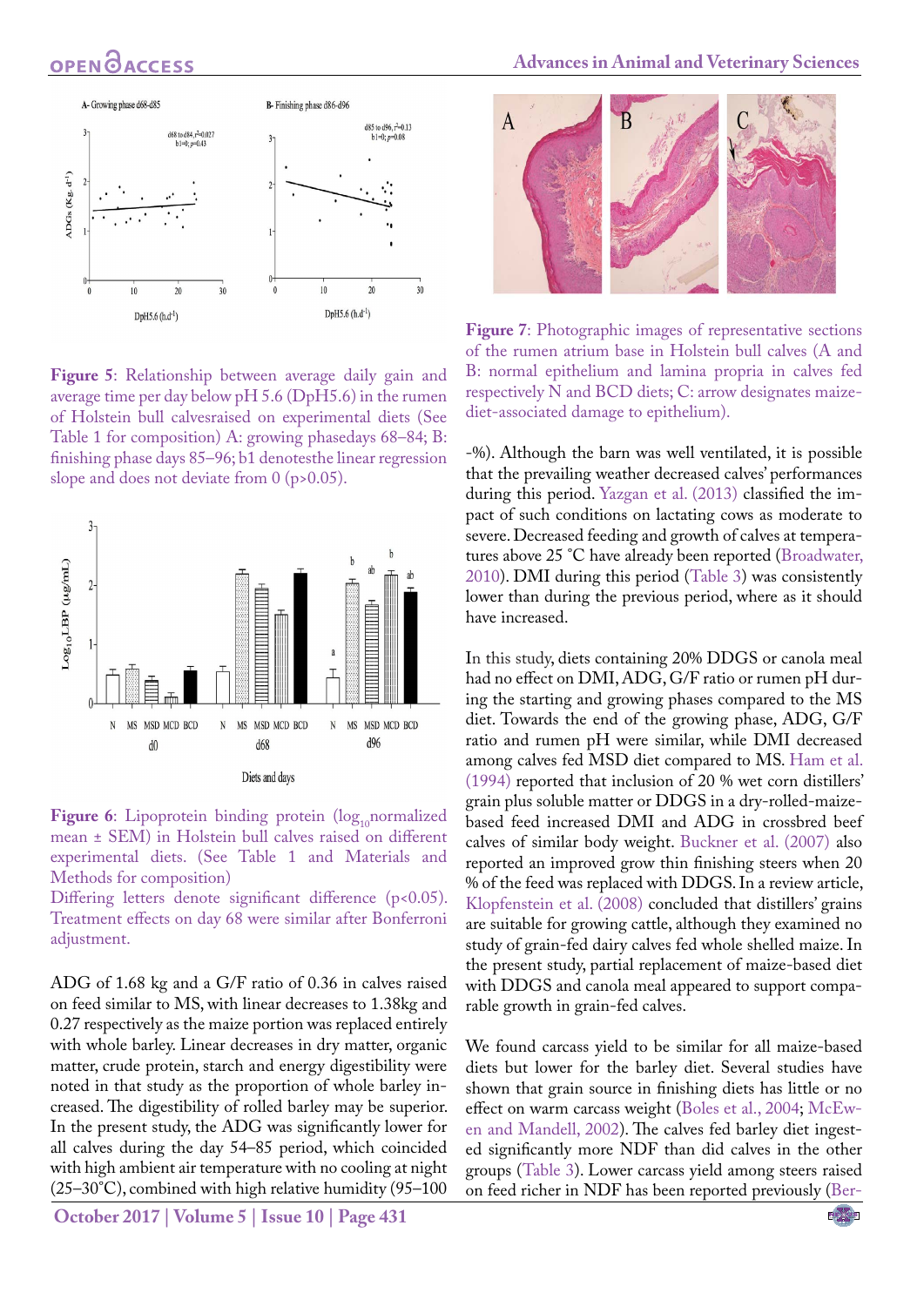**Figure 5**: Relationship between average daily gain and average time per day below pH 5.6 (DpH5.6) in the rumen of Holstein bull calvesraised on experimental diets (See Table 1 for composition) A: growing phasedays 68–84; B: finishing phase days 85–96; b1 denotesthe linear regression slope and does not deviate from 0 (p>0.05).

**Figure 6**: Lipoprotein binding protein ($log_{10}$normalized mean ± SEM) in Holstein bull calves raised on different experimental diets. (See Table 1 and Materials and Methods for composition)

Differing letters denote significant difference (p<0.05). Treatment effects on day 68 were similar after Bonferroni adjustment.

**Figure 7**: Photographic images of representative sections of the rumen atrium base in Holstein bull calves (A and B: normal epithelium and lamina propria in calves fed respectively N and BCD diets; C: arrow designates maize-diet-associated damage to epithelium).

ADG of 1.68 kg and a G/F ratio of 0.36 in calves raised on feed similar to MS, with linear decreases to 1.38kg and 0.27 respectively as the maize portion was replaced entirely with whole barley. Linear decreases in dry matter, organic matter, crude protein, starch and energy digestibility were noted in that study as the proportion of whole barley increased. The digestibility of rolled barley may be superior. In the present study, the ADG was significantly lower for all calves during the day 54–85 period, which coincided with high ambient air temperature with no cooling at night (25–30°C), combined with high relative humidity (95–100 -%). Although the barn was well ventilated, it is possible that the prevailing weather decreased calves' performances during this period. Yazgan et al. (2013) classified the impact of such conditions on lactating cows as moderate to severe. Decreased feeding and growth of calves at temperatures above 25 °C have already been reported (Broadwater, 2010). DMI during this period (Table 3) was consistently lower than during the previous period, where as it should have increased.

In this study, diets containing 20% DDGS or canola meal had no effect on DMI, ADG, G/F ratio or rumen pH during the starting and growing phases compared to the MS diet. Towards the end of the growing phase, ADG, G/F ratio and rumen pH were similar, while DMI decreased among calves fed MSD diet compared to MS. Ham et al. (1994) reported that inclusion of 20 % wet corn distillers' grain plus soluble matter or DDGS in a dry-rolled-maize-based feed increased DMI and ADG in crossbred beef calves of similar body weight. Buckner et al. (2007) also reported an improved grow thin finishing steers when 20 % of the feed was replaced with DDGS. In a review article, Klopfenstein et al. (2008) concluded that distillers' grains are suitable for growing cattle, although they examined no study of grain-fed dairy calves fed whole shelled maize. In the present study, partial replacement of maize-based diet with DDGS and canola meal appeared to support comparable growth in grain-fed calves.

We found carcass yield to be similar for all maize-based diets but lower for the barley diet. Several studies have shown that grain source in finishing diets has little or no effect on warm carcass weight (Boles et al., 2004; McEwen and Mandell, 2002). The calves fed barley diet ingested significantly more NDF than did calves in the other groups (Table 3). Lower carcass yield among steers raised on feed richer in NDF has been reported previously (Ber-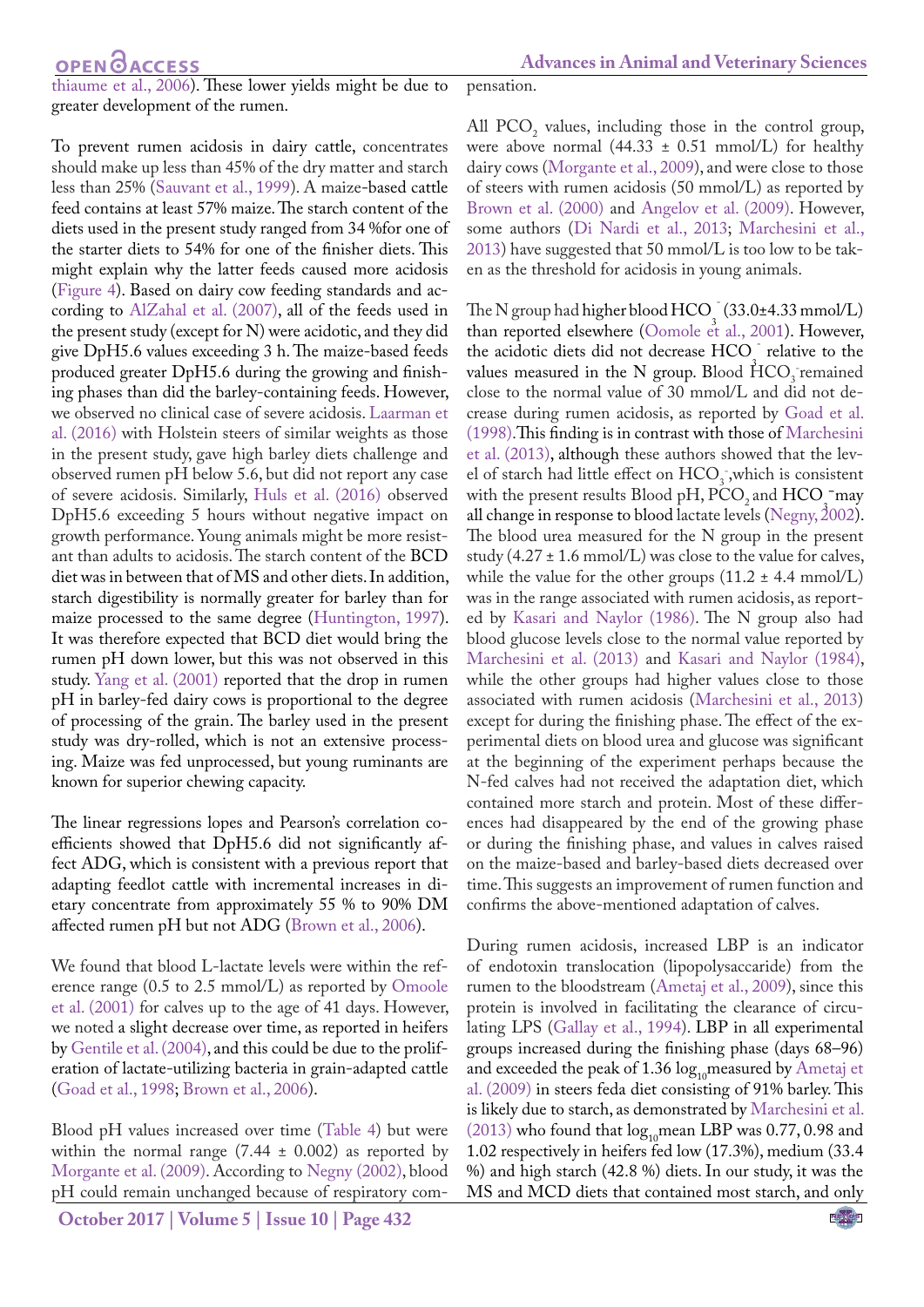thiaume et al., 2006). These lower yields might be due to greater development of the rumen.

To prevent rumen acidosis in dairy cattle, concentrates should make up less than 45% of the dry matter and starch less than 25% (Sauvant et al., 1999). A maize-based cattle feed contains at least 57% maize. The starch content of the diets used in the present study ranged from 34 %for one of the starter diets to 54% for one of the finisher diets. This might explain why the latter feeds caused more acidosis (Figure 4). Based on dairy cow feeding standards and according to AlZahal et al. (2007), all of the feeds used in the present study (except for N) were acidotic, and they did give DpH5.6 values exceeding 3 h. The maize-based feeds produced greater DpH5.6 during the growing and finishing phases than did the barley-containing feeds. However, we observed no clinical case of severe acidosis. Laarman et al. (2016) with Holstein steers of similar weights as those in the present study, gave high barley diets challenge and observed rumen pH below 5.6, but did not report any case of severe acidosis. Similarly, Huls et al. (2016) observed DpH5.6 exceeding 5 hours without negative impact on growth performance. Young animals might be more resistant than adults to acidosis. The starch content of the BCD diet was in between that of MS and other diets. In addition, starch digestibility is normally greater for barley than for maize processed to the same degree (Huntington, 1997). It was therefore expected that BCD diet would bring the rumen pH down lower, but this was not observed in this study. Yang et al. (2001) reported that the drop in rumen pH in barley-fed dairy cows is proportional to the degree of processing of the grain. The barley used in the present study was dry-rolled, which is not an extensive processing. Maize was fed unprocessed, but young ruminants are known for superior chewing capacity.

The linear regressions lopes and Pearson's correlation coefficients showed that DpH5.6 did not significantly affect ADG, which is consistent with a previous report that adapting feedlot cattle with incremental increases in dietary concentrate from approximately 55 % to 90% DM affected rumen pH but not ADG (Brown et al., 2006).

We found that blood L-lactate levels were within the reference range (0.5 to 2.5 mmol/L) as reported by Omoole et al. (2001) for calves up to the age of 41 days. However, we noted a slight decrease over time, as reported in heifers by Gentile et al. (2004), and this could be due to the proliferation of lactate-utilizing bacteria in grain-adapted cattle (Goad et al., 1998; Brown et al., 2006).

Blood pH values increased over time (Table 4) but were within the normal range (7.44 ± 0.002) as reported by Morgante et al. (2009). According to Negny (2002), blood pH could remain unchanged because of respiratory compensation.

All $PCO_2$ values, including those in the control group, were above normal (44.33 ± 0.51 mmol/L) for healthy dairy cows (Morgante et al., 2009), and were close to those of steers with rumen acidosis (50 mmol/L) as reported by Brown et al. (2000) and Angelov et al. (2009). However, some authors (Di Nardi et al., 2013; Marchesini et al., 2013) have suggested that 50 mmol/L is too low to be taken as the threshold for acidosis in young animals.

The N group had higher blood $HCO_3^-$ (33.0±4.33 mmol/L) than reported elsewhere (Oomole et al., 2001). However, the acidotic diets did not decrease $HCO_3^-$ relative to the values measured in the N group. Blood $HCO_3^-$ remained close to the normal value of 30 mmol/L and did not decrease during rumen acidosis, as reported by Goad et al. (1998). This finding is in contrast with those of Marchesini et al. (2013), although these authors showed that the level of starch had little effect on $HCO_3^-$, which is consistent with the present results Blood pH, $PCO_2$ and $HCO_3^-$ may all change in response to blood lactate levels (Negny, 2002). The blood urea measured for the N group in the present study (4.27 ± 1.6 mmol/L) was close to the value for calves, while the value for the other groups (11.2 ± 4.4 mmol/L) was in the range associated with rumen acidosis, as reported by Kasari and Naylor (1986). The N group also had blood glucose levels close to the normal value reported by Marchesini et al. (2013) and Kasari and Naylor (1984), while the other groups had higher values close to those associated with rumen acidosis (Marchesini et al., 2013) except for during the finishing phase. The effect of the experimental diets on blood urea and glucose was significant at the beginning of the experiment perhaps because the N-fed calves had not received the adaptation diet, which contained more starch and protein. Most of these differences had disappeared by the end of the growing phase or during the finishing phase, and values in calves raised on the maize-based and barley-based diets decreased over time. This suggests an improvement of rumen function and confirms the above-mentioned adaptation of calves.

During rumen acidosis, increased LBP is an indicator of endotoxin translocation (lipopolysaccharide) from the rumen to the bloodstream (Ametaj et al., 2009), since this protein is involved in facilitating the clearance of circulating LPS (Gallay et al., 1994). LBP in all experimental groups increased during the finishing phase (days 68–96) and exceeded the peak of 1.36 $\log_{10}$measured by Ametaj et al. (2009) in steers feda diet consisting of 91% barley. This is likely due to starch, as demonstrated by Marchesini et al. (2013) who found that $\log_{10}$mean LBP was 0.77, 0.98 and 1.02 respectively in heifers fed low (17.3%), medium (33.4 %) and high starch (42.8 %) diets. In our study, it was the MS and MCD diets that contained most starch, and only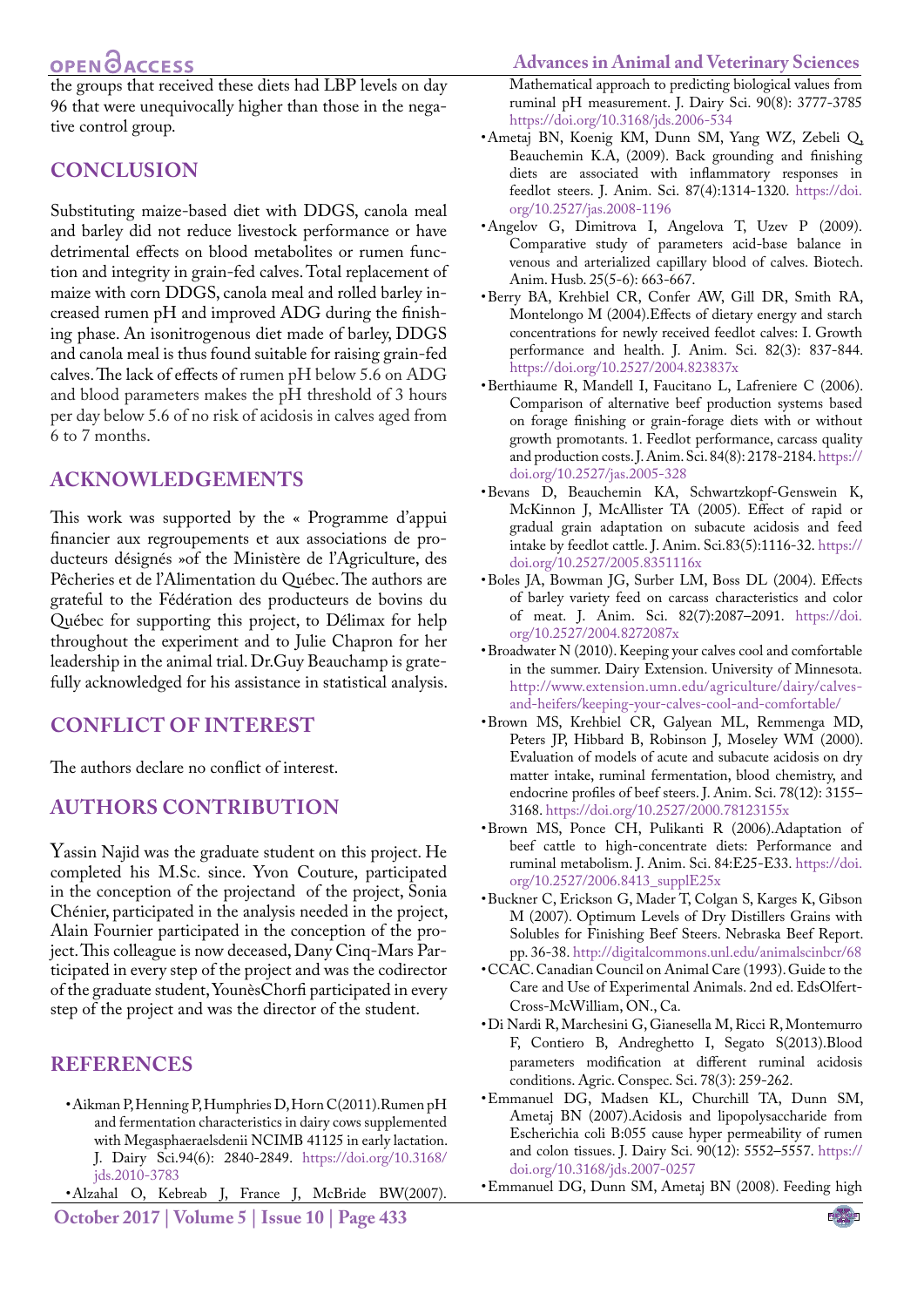the groups that received these diets had LBP levels on day 96 that were unequivocally higher than those in the negative control group.

## CONCLUSION

Substituting maize-based diet with DDGS, canola meal and barley did not reduce livestock performance or have detrimental effects on blood metabolites or rumen function and integrity in grain-fed calves. Total replacement of maize with corn DDGS, canola meal and rolled barley increased rumen pH and improved ADG during the finishing phase. An isonitrogenous diet made of barley, DDGS and canola meal is thus found suitable for raising grain-fed calves. The lack of effects of rumen pH below 5.6 on ADG and blood parameters makes the pH threshold of 3 hours per day below 5.6 of no risk of acidosis in calves aged from 6 to 7 months.

## ACKNOWLEDGEMENTS

This work was supported by the « Programme d'appui financier aux regroupements et aux associations de producteurs désignés »of the Ministère de l'Agriculture, des Pêcheries et de l'Alimentation du Québec. The authors are grateful to the Fédération des producteurs de bovins du Québec for supporting this project, to Délimax for help throughout the experiment and to Julie Chapron for her leadership in the animal trial. Dr.Guy Beauchamp is gratefully acknowledged for his assistance in statistical analysis.

## CONFLICT OF INTEREST

The authors declare no conflict of interest.

## AUTHORS CONTRIBUTION

Yassin Najid was the graduate student on this project. He completed his M.Sc. since. Yvon Couture, participated in the conception of the projectand of the project, Sonia Chénier, participated in the analysis needed in the project, Alain Fournier participated in the conception of the project. This colleague is now deceased, Dany Cinq-Mars Participated in every step of the project and was the codirector of the graduate student, YounèsChorfi participated in every step of the project and was the director of the student.

## REFERENCES

- Aikman P, Henning P, Humphries D, Horn C(2011).Rumen pH and fermentation characteristics in dairy cows supplemented with Megasphaeraelsdenii NCIMB 41125 in early lactation. J. Dairy Sci.94(6): 2840-2849. https://doi.org/10.3168/jds.2010-3783
- Alzahal O, Kebreab J, France J, McBride BW(2007). Mathematical approach to predicting biological values from ruminal pH measurement. J. Dairy Sci. 90(8): 3777-3785 https://doi.org/10.3168/jds.2006-534
- Ametaj BN, Koenig KM, Dunn SM, Yang WZ, Zebeli Q, Beauchemin K.A, (2009). Back grounding and finishing diets are associated with inflammatory responses in feedlot steers. J. Anim. Sci. 87(4):1314-1320. https://doi.org/10.2527/jas.2008-1196
- Angelov G, Dimitrova I, Angelova T, Uzev P (2009). Comparative study of parameters acid-base balance in venous and arterialized capillary blood of calves. Biotech. Anim. Husb. 25(5-6): 663-667.
- Berry BA, Krehbiel CR, Confer AW, Gill DR, Smith RA, Montelongo M (2004).Effects of dietary energy and starch concentrations for newly received feedlot calves: I. Growth performance and health. J. Anim. Sci. 82(3): 837-844. https://doi.org/10.2527/2004.823837x
- Berthiaume R, Mandell I, Faucitano L, Lafreniere C (2006). Comparison of alternative beef production systems based on forage finishing or grain-forage diets with or without growth promotants. 1. Feedlot performance, carcass quality and production costs. J. Anim. Sci. 84(8): 2178-2184. https://doi.org/10.2527/jas.2005-328
- Bevans D, Beauchemin KA, Schwartzkopf-Genswein K, McKinnon J, McAllister TA (2005). Effect of rapid or gradual grain adaptation on subacute acidosis and feed intake by feedlot cattle. J. Anim. Sci.83(5):1116-32. https://doi.org/10.2527/2005.8351116x
- Boles JA, Bowman JG, Surber LM, Boss DL (2004). Effects of barley variety feed on carcass characteristics and color of meat. J. Anim. Sci. 82(7):2087–2091. https://doi.org/10.2527/2004.8272087x
- Broadwater N (2010). Keeping your calves cool and comfortable in the summer. Dairy Extension. University of Minnesota. http://www.extension.umn.edu/agriculture/dairy/calves-and-heifers/keeping-your-calves-cool-and-comfortable/
- Brown MS, Krehbiel CR, Galyean ML, Remmenga MD, Peters JP, Hibbard B, Robinson J, Moseley WM (2000). Evaluation of models of acute and subacute acidosis on dry matter intake, ruminal fermentation, blood chemistry, and endocrine profiles of beef steers. J. Anim. Sci. 78(12): 3155–3168. https://doi.org/10.2527/2000.78123155x
- Brown MS, Ponce CH, Pulikanti R (2006).Adaptation of beef cattle to high-concentrate diets: Performance and ruminal metabolism. J. Anim. Sci. 84:E25-E33. https://doi.org/10.2527/2006.8413_supplE25x
- Buckner C, Erickson G, Mader T, Colgan S, Karges K, Gibson M (2007). Optimum Levels of Dry Distillers Grains with Solubles for Finishing Beef Steers. Nebraska Beef Report. pp. 36-38. http://digitalcommons.unl.edu/animalscinbcr/68
- CCAC. Canadian Council on Animal Care (1993). Guide to the Care and Use of Experimental Animals. 2nd ed. EdsOlfert-Cross-McWilliam, ON., Ca.
- Di Nardi R, Marchesini G, Gianesella M, Ricci R, Montemurro F, Contiero B, Andreghetto I, Segato S(2013).Blood parameters modification at different ruminal acidosis conditions. Agric. Conspec. Sci. 78(3): 259-262.
- Emmanuel DG, Madsen KL, Churchill TA, Dunn SM, Ametaj BN (2007).Acidosis and lipopolysaccharide from Escherichia coli B:055 cause hyper permeability of rumen and colon tissues. J. Dairy Sci. 90(12): 5552–5557. https://doi.org/10.3168/jds.2007-0257
- Emmanuel DG, Dunn SM, Ametaj BN (2008). Feeding high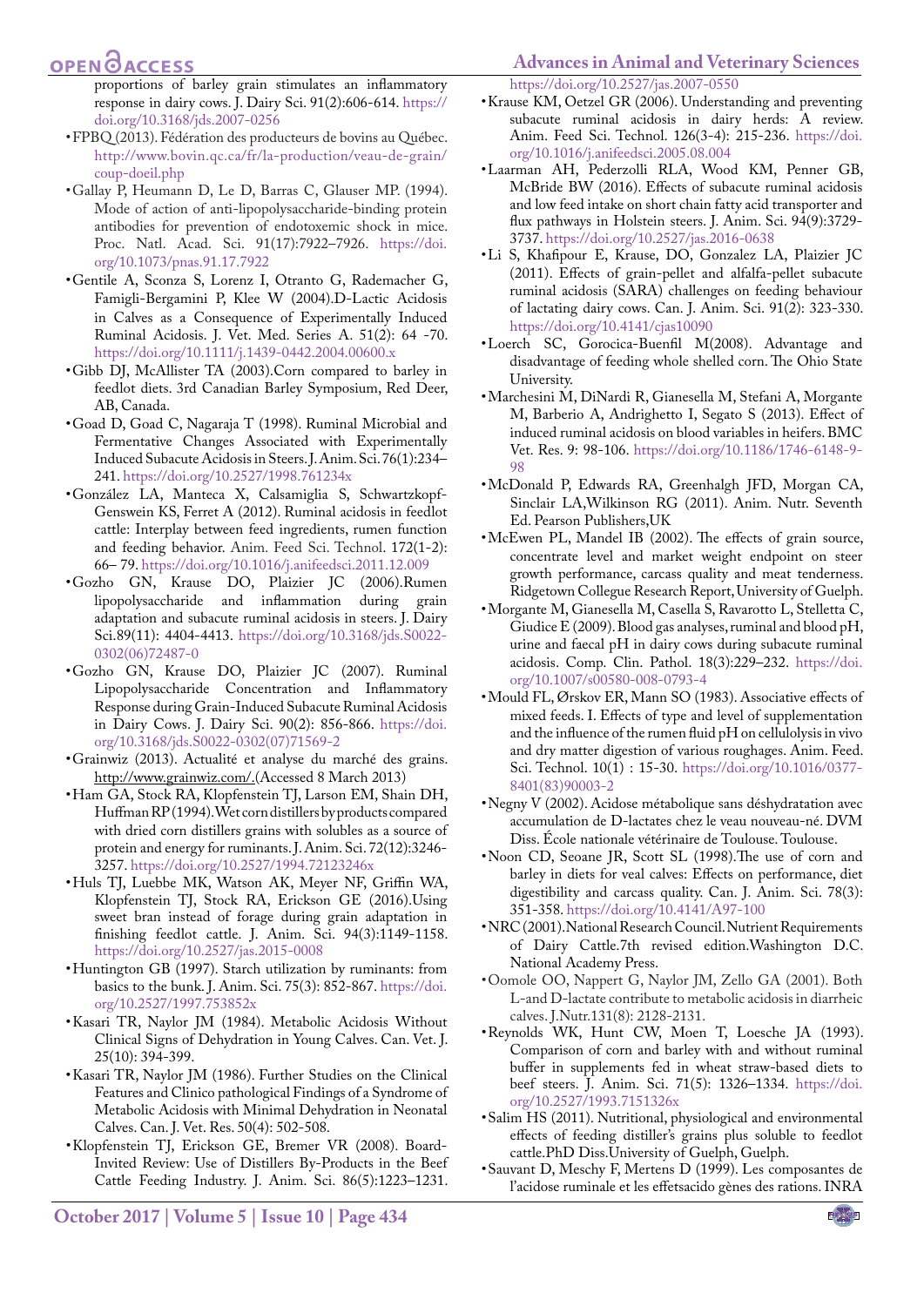proportions of barley grain stimulates an inflammatory response in dairy cows. J. Dairy Sci. 91(2):606-614. https://doi.org/10.3168/jds.2007-0256

- FPBQ (2013). Fédération des producteurs de bovins au Québec. http://www.bovin.qc.ca/fr/la-production/veau-de-grain/coup-doeil.php
- Gallay P, Heumann D, Le D, Barras C, Glauser MP. (1994). Mode of action of anti-lipopolysaccharide-binding protein antibodies for prevention of endotoxemic shock in mice. Proc. Natl. Acad. Sci. 91(17):7922–7926. https://doi.org/10.1073/pnas.91.17.7922
- Gentile A, Sconza S, Lorenz I, Otranto G, Rademacher G, Famigli-Bergamini P, Klee W (2004).D-Lactic Acidosis in Calves as a Consequence of Experimentally Induced Ruminal Acidosis. J. Vet. Med. Series A. 51(2): 64 -70. https://doi.org/10.1111/j.1439-0442.2004.00600.x
- Gibb DJ, McAllister TA (2003).Corn compared to barley in feedlot diets. 3rd Canadian Barley Symposium, Red Deer, AB, Canada.
- Goad D, Goad C, Nagaraja T (1998). Ruminal Microbial and Fermentative Changes Associated with Experimentally Induced Subacute Acidosis in Steers. J. Anim. Sci. 76(1):234–241. https://doi.org/10.2527/1998.761234x
- González LA, Manteca X, Calsamiglia S, Schwartzkopf-Genswein KS, Ferret A (2012). Ruminal acidosis in feedlot cattle: Interplay between feed ingredients, rumen function and feeding behavior. Anim. Feed Sci. Technol. 172(1-2): 66– 79. https://doi.org/10.1016/j.anifeedsci.2011.12.009
- Gozho GN, Krause DO, Plaizier JC (2006).Rumen lipopolysaccharide and inflammation during grain adaptation and subacute ruminal acidosis in steers. J. Dairy Sci.89(11): 4404-4413. https://doi.org/10.3168/jds.S0022-0302(06)72487-0
- Gozho GN, Krause DO, Plaizier JC (2007). Ruminal Lipopolysaccharide Concentration and Inflammatory Response during Grain-Induced Subacute Ruminal Acidosis in Dairy Cows. J. Dairy Sci. 90(2): 856-866. https://doi.org/10.3168/jds.S0022-0302(07)71569-2
- Grainwiz (2013). Actualité et analyse du marché des grains. http://www.grainwiz.com/.(Accessed 8 March 2013)
- Ham GA, Stock RA, Klopfenstein TJ, Larson EM, Shain DH, Huffman RP (1994).Wet corn distillers byproducts compared with dried corn distillers grains with solubles as a source of protein and energy for ruminants. J. Anim. Sci. 72(12):3246-3257. https://doi.org/10.2527/1994.72123246x
- Huls TJ, Luebbe MK, Watson AK, Meyer NF, Griffin WA, Klopfenstein TJ, Stock RA, Erickson GE (2016).Using sweet bran instead of forage during grain adaptation in finishing feedlot cattle. J. Anim. Sci. 94(3):1149-1158. https://doi.org/10.2527/jas.2015-0008
- Huntington GB (1997). Starch utilization by ruminants: from basics to the bunk. J. Anim. Sci. 75(3): 852-867. https://doi.org/10.2527/1997.753852x
- Kasari TR, Naylor JM (1984). Metabolic Acidosis Without Clinical Signs of Dehydration in Young Calves. Can. Vet. J. 25(10): 394-399.
- Kasari TR, Naylor JM (1986). Further Studies on the Clinical Features and Clinico pathological Findings of a Syndrome of Metabolic Acidosis with Minimal Dehydration in Neonatal Calves. Can. J. Vet. Res. 50(4): 502-508.
- Klopfenstein TJ, Erickson GE, Bremer VR (2008). Board-Invited Review: Use of Distillers By-Products in the Beef Cattle Feeding Industry. J. Anim. Sci. 86(5):1223–1231. https://doi.org/10.2527/jas.2007-0550
- Krause KM, Oetzel GR (2006). Understanding and preventing subacute ruminal acidosis in dairy herds: A review. Anim. Feed Sci. Technol. 126(3-4): 215-236. https://doi.org/10.1016/j.anifeedsci.2005.08.004
- Laarman AH, Pederzolli RLA, Wood KM, Penner GB, McBride BW (2016). Effects of subacute ruminal acidosis and low feed intake on short chain fatty acid transporter and flux pathways in Holstein steers. J. Anim. Sci. 94(9):3729-3737. https://doi.org/10.2527/jas.2016-0638
- Li S, Khafipour E, Krause, DO, Gonzalez LA, Plaizier JC (2011). Effects of grain-pellet and alfalfa-pellet subacute ruminal acidosis (SARA) challenges on feeding behaviour of lactating dairy cows. Can. J. Anim. Sci. 91(2): 323-330. https://doi.org/10.4141/cjas10090
- Loerch SC, Gorocica-Buenfil M(2008). Advantage and disadvantage of feeding whole shelled corn. The Ohio State University.
- Marchesini M, DiNardi R, Gianesella M, Stefani A, Morgante M, Barberio A, Andrighetto I, Segato S (2013). Effect of induced ruminal acidosis on blood variables in heifers. BMC Vet. Res. 9: 98-106. https://doi.org/10.1186/1746-6148-9-98
- McDonald P, Edwards RA, Greenhalgh JFD, Morgan CA, Sinclair LA,Wilkinson RG (2011). Anim. Nutr. Seventh Ed. Pearson Publishers,UK
- McEwen PL, Mandel IB (2002). The effects of grain source, concentrate level and market weight endpoint on steer growth performance, carcass quality and meat tenderness. Ridgetown College Research Report, University of Guelph.
- Morgante M, Gianesella M, Casella S, Ravarotto L, Stelletta C, Giudice E (2009). Blood gas analyses, ruminal and blood pH, urine and faecal pH in dairy cows during subacute ruminal acidosis. Comp. Clin. Pathol. 18(3):229–232. https://doi.org/10.1007/s00580-008-0793-4
- Mould FL, Ørskov ER, Mann SO (1983). Associative effects of mixed feeds. I. Effects of type and level of supplementation and the influence of the rumen fluid pH on cellulolysis in vivo and dry matter digestion of various roughages. Anim. Feed. Sci. Technol. 10(1) : 15-30. https://doi.org/10.1016/0377-8401(83)90003-2
- Negny V (2002). Acidose métabolique sans déshydratation avec accumulation de D-lactates chez le veau nouveau-né. DVM Diss. École nationale vétérinaire de Toulouse. Toulouse.
- Noon CD, Seoane JR, Scott SL (1998).The use of corn and barley in diets for veal calves: Effects on performance, diet digestibility and carcass quality. Can. J. Anim. Sci. 78(3): 351-358. https://doi.org/10.4141/A97-100
- NRC (2001).National Research Council. Nutrient Requirements of Dairy Cattle.7th revised edition.Washington D.C. National Academy Press.
- Oomole OO, Nappert G, Naylor JM, Zello GA (2001). Both L-and D-lactate contribute to metabolic acidosis in diarrheic calves. J.Nutr.131(8): 2128-2131.
- Reynolds WK, Hunt CW, Moen T, Loesche JA (1993). Comparison of corn and barley with and without ruminal buffer in supplements fed in wheat straw-based diets to beef steers. J. Anim. Sci. 71(5): 1326–1334. https://doi.org/10.2527/1993.7151326x
- Salim HS (2011). Nutritional, physiological and environmental effects of feeding distiller's grains plus soluble to feedlot cattle.PhD Diss.University of Guelph, Guelph.
- Sauvant D, Meschy F, Mertens D (1999). Les composantes de l'acidose ruminale et les effetsacido gènes des rations. INRA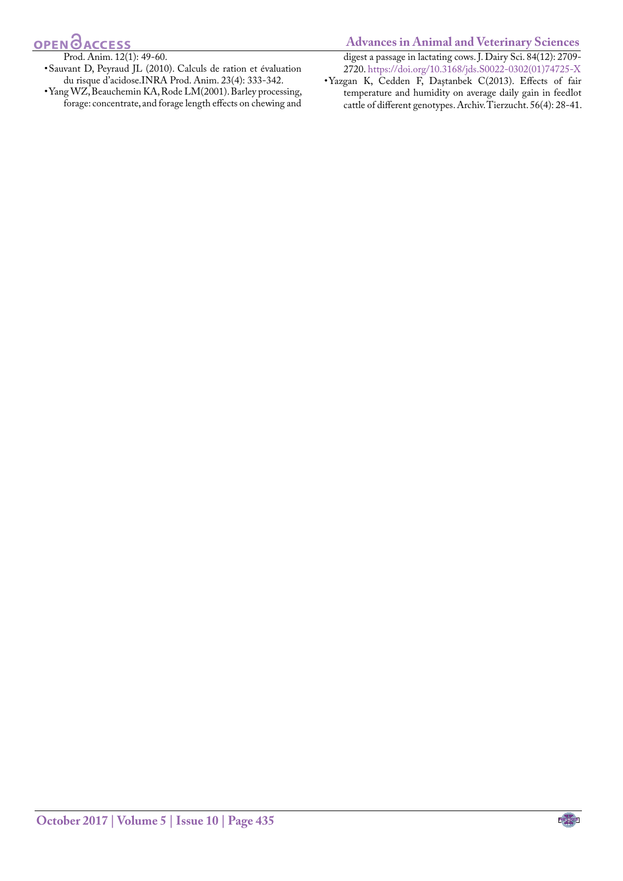Prod. Anim. 12(1): 49-60.

- Sauvant D, Peyraud JL (2010). Calculs de ration et évaluation du risque d'acidose.INRA Prod. Anim. 23(4): 333-342.
- Yang WZ, Beauchemin KA, Rode LM(2001). Barley processing, forage: concentrate, and forage length effects on chewing and digest a passage in lactating cows. J. Dairy Sci. 84(12): 2709-2720. https://doi.org/10.3168/jds.S0022-0302(01)74725-X
- Yazgan K, Cedden F, Daştanbek C(2013). Effects of fair temperature and humidity on average daily gain in feedlot cattle of different genotypes. Archiv. Tierzucht. 56(4): 28-41.